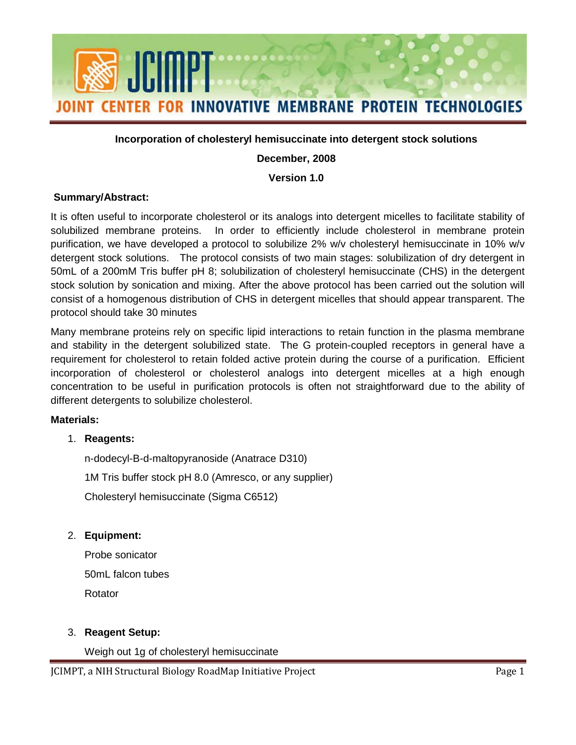**JCIMPT — JOINT CENTER FOR INNOVATIVE MEMBRANE PROTEIN TECHNOLOGIES**

# Incorporation of cholesteryl hemisuccinate into detergent stock solutions

**December, 2008**

**Version 1.0**

**Summary/Abstract:**

It is often useful to incorporate cholesterol or its analogs into detergent micelles to facilitate stability of solubilized membrane proteins. In order to efficiently include cholesterol in membrane protein purification, we have developed a protocol to solubilize 2% w/v cholesteryl hemisuccinate in 10% w/v detergent stock solutions. The protocol consists of two main stages: solubilization of dry detergent in 50mL of a 200mM Tris buffer pH 8; solubilization of cholesteryl hemisuccinate (CHS) in the detergent stock solution by sonication and mixing. After the above protocol has been carried out the solution will consist of a homogenous distribution of CHS in detergent micelles that should appear transparent. The protocol should take 30 minutes

Many membrane proteins rely on specific lipid interactions to retain function in the plasma membrane and stability in the detergent solubilized state. The G protein-coupled receptors in general have a requirement for cholesterol to retain folded active protein during the course of a purification. Efficient incorporation of cholesterol or cholesterol analogs into detergent micelles at a high enough concentration to be useful in purification protocols is often not straightforward due to the ability of different detergents to solubilize cholesterol.

**Materials:**

1. **Reagents:**

   n-dodecyl-B-d-maltopyranoside (Anatrace D310)

   1M Tris buffer stock pH 8.0 (Amresco, or any supplier)

   Cholesteryl hemisuccinate (Sigma C6512)

2. **Equipment:**

   Probe sonicator

   50mL falcon tubes

   Rotator

3. **Reagent Setup:**

   Weigh out 1g of cholesteryl hemisuccinate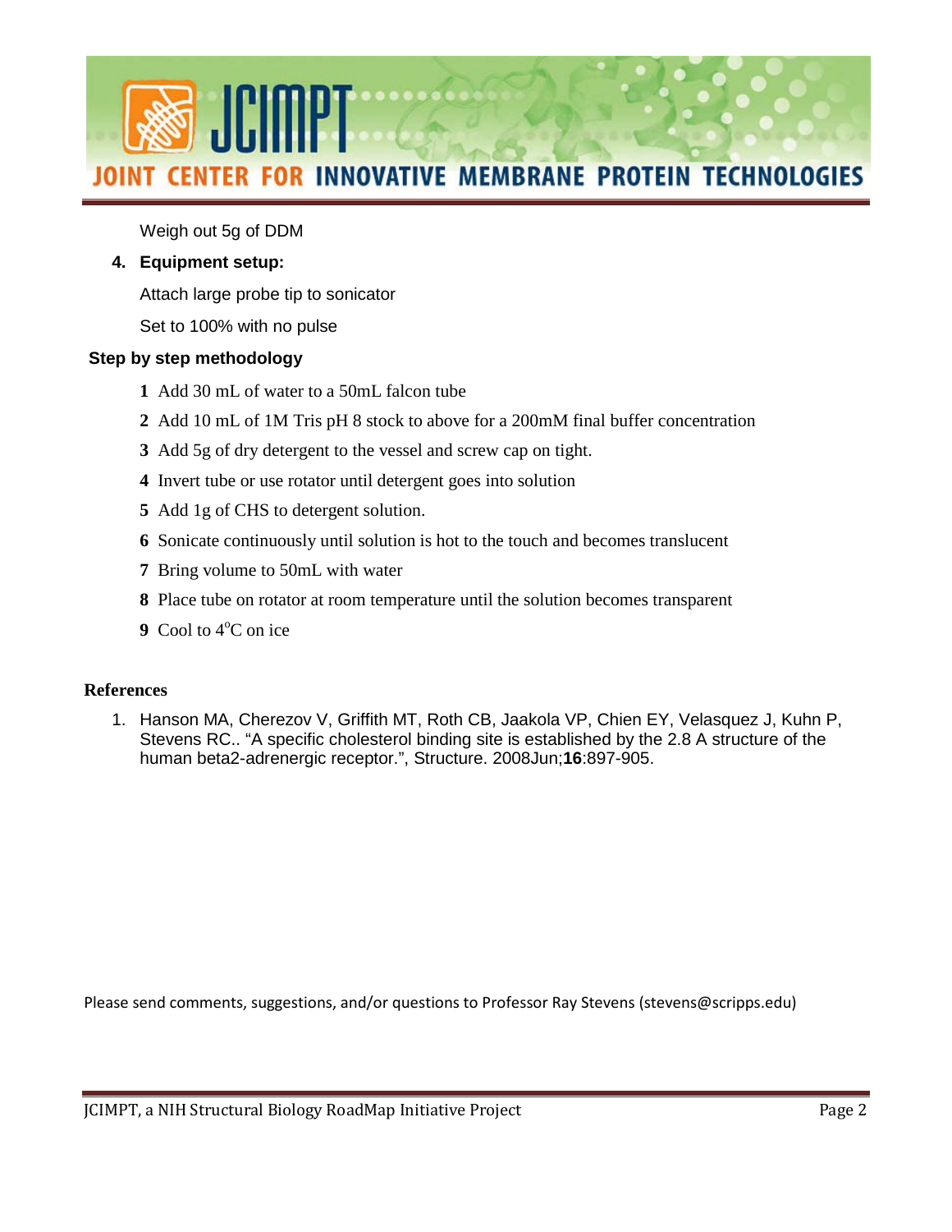Weigh out 5g of DDM

4. **Equipment setup:**

   Attach large probe tip to sonicator

   Set to 100% with no pulse

**Step by step methodology**

1. Add 30 mL of water to a 50mL falcon tube
2. Add 10 mL of 1M Tris pH 8 stock to above for a 200mM final buffer concentration
3. Add 5g of dry detergent to the vessel and screw cap on tight.
4. Invert tube or use rotator until detergent goes into solution
5. Add 1g of CHS to detergent solution.
6. Sonicate continuously until solution is hot to the touch and becomes translucent
7. Bring volume to 50mL with water
8. Place tube on rotator at room temperature until the solution becomes transparent
9. Cool to $4^{o}C$ on ice

**References**

1. Hanson MA, Cherezov V, Griffith MT, Roth CB, Jaakola VP, Chien EY, Velasquez J, Kuhn P, Stevens RC.. "A specific cholesterol binding site is established by the 2.8 A structure of the human beta2-adrenergic receptor.", Structure. 2008Jun;**16**:897-905.

Please send comments, suggestions, and/or questions to Professor Ray Stevens (stevens@scripps.edu)